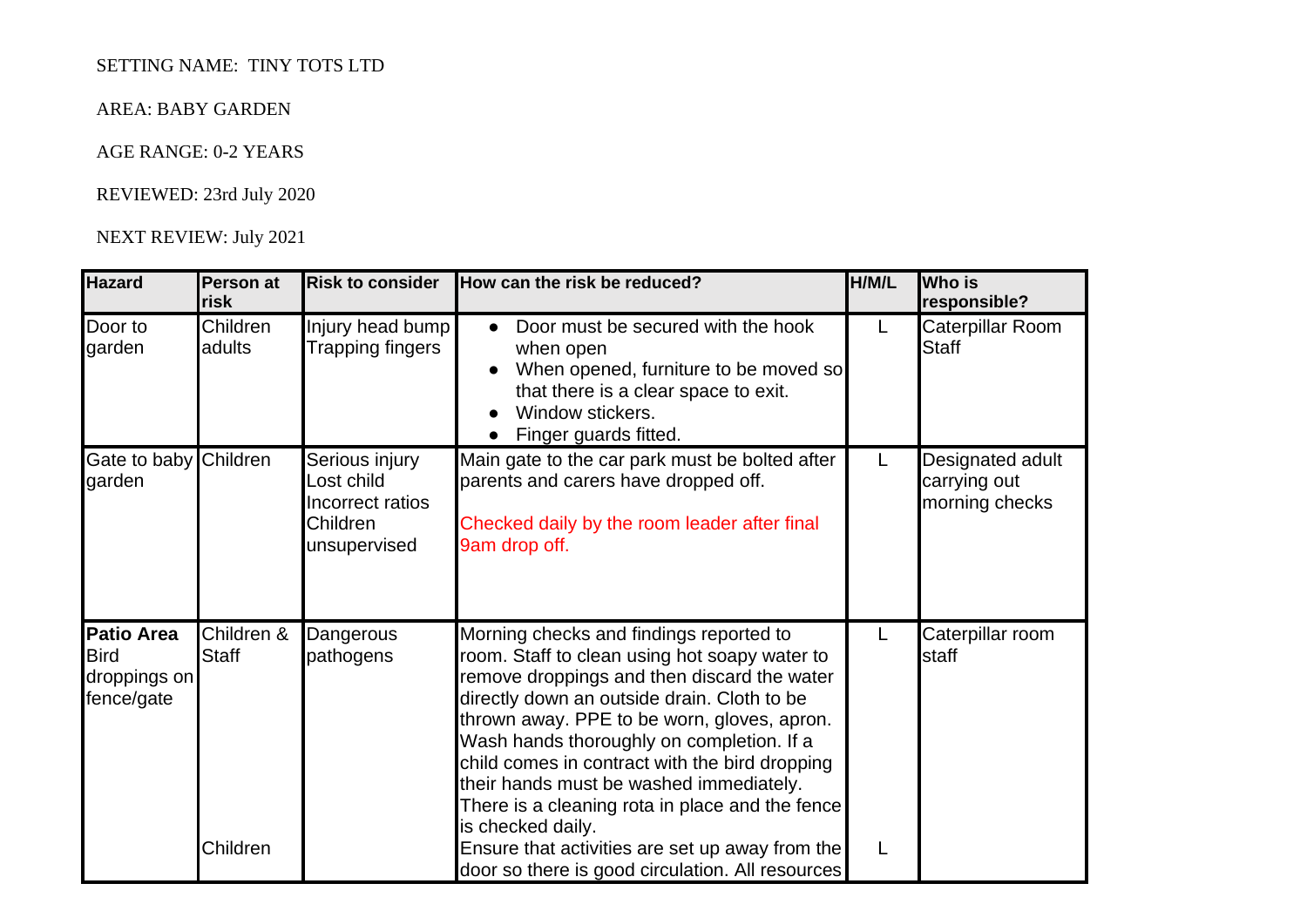SETTING NAME: TINY TOTS LTD

AREA: BABY GARDEN

AGE RANGE: 0-2 YEARS

REVIEWED: 23rd July 2020

NEXT REVIEW: July 2021

| Hazard | Person at risk | Risk to consider | How can the risk be reduced? | H/M/L | Who is responsible? |
|---|---|---|---|---|---|
| Door to garden | Children adults | Injury head bump Trapping fingers | • Door must be secured with the hook when open<br>• When opened, furniture to be moved so that there is a clear space to exit.<br>• Window stickers.<br>• Finger guards fitted. | L | Caterpillar Room Staff |
| Gate to baby garden | Children | Serious injury Lost child Incorrect ratios Children unsupervised | Main gate to the car park must be bolted after parents and carers have dropped off.<br><br>Checked daily by the room leader after final 9am drop off. | L | Designated adult carrying out morning checks |
| **Patio Area** Bird droppings on fence/gate | Children & Staff | Dangerous pathogens | Morning checks and findings reported to room. Staff to clean using hot soapy water to remove droppings and then discard the water directly down an outside drain. Cloth to be thrown away. PPE to be worn, gloves, apron. Wash hands thoroughly on completion. If a child comes in contract with the bird dropping their hands must be washed immediately. There is a cleaning rota in place and the fence is checked daily. | L | Caterpillar room staff |
| | Children | | Ensure that activities are set up away from the door so there is good circulation. All resources | L | |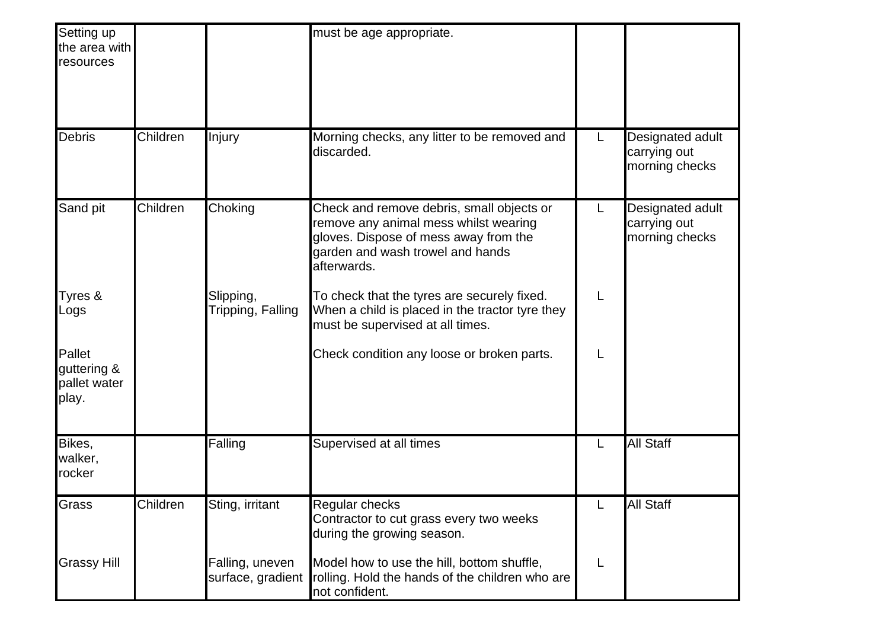| | | | | | |
|---|---|---|---|---|---|
| Setting up the area with resources | | | must be age appropriate. | | |
| Debris | Children | Injury | Morning checks, any litter to be removed and discarded. | L | Designated adult carrying out morning checks |
| Sand pit | Children | Choking | Check and remove debris, small objects or remove any animal mess whilst wearing gloves. Dispose of mess away from the garden and wash trowel and hands afterwards. | L | Designated adult carrying out morning checks |
| Tyres & Logs | | Slipping, Tripping, Falling | To check that the tyres are securely fixed. When a child is placed in the tractor tyre they must be supervised at all times. | L | |
| Pallet guttering & pallet water play. | | | Check condition any loose or broken parts. | L | |
| Bikes, walker, rocker | | Falling | Supervised at all times | L | All Staff |
| Grass | Children | Sting, irritant | Regular checks<br>Contractor to cut grass every two weeks during the growing season. | L | All Staff |
| Grassy Hill | | Falling, uneven surface, gradient | Model how to use the hill, bottom shuffle, rolling. Hold the hands of the children who are not confident. | L | |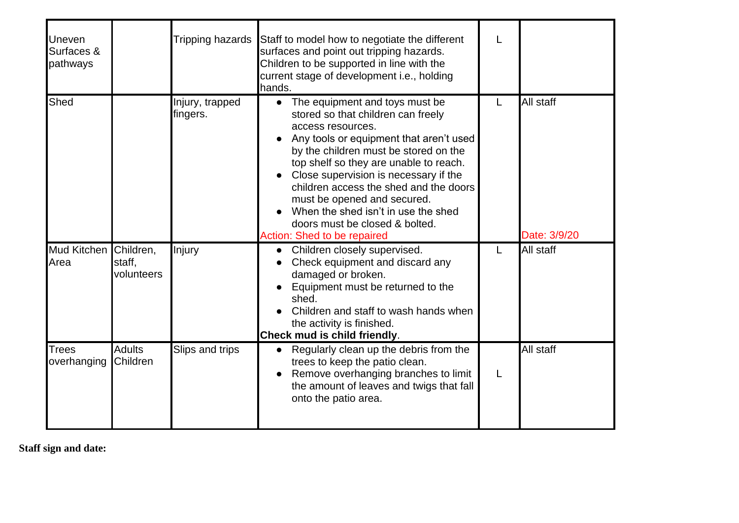| | | | | | |
|---|---|---|---|---|---|
| Uneven Surfaces & pathways | | Tripping hazards | Staff to model how to negotiate the different surfaces and point out tripping hazards. Children to be supported in line with the current stage of development i.e., holding hands. | L | |
| Shed | | Injury, trapped fingers. | • The equipment and toys must be stored so that children can freely access resources.<br>• Any tools or equipment that aren't used by the children must be stored on the top shelf so they are unable to reach.<br>• Close supervision is necessary if the children access the shed and the doors must be opened and secured.<br>• When the shed isn't in use the shed doors must be closed & bolted.<br>Action: Shed to be repaired | L | All staff<br><br>Date: 3/9/20 |
| Mud Kitchen Area | Children, staff, volunteers | Injury | • Children closely supervised.<br>• Check equipment and discard any damaged or broken.<br>• Equipment must be returned to the shed.<br>• Children and staff to wash hands when the activity is finished.<br>**Check mud is child friendly**. | L | All staff |
| Trees overhanging | Adults Children | Slips and trips | • Regularly clean up the debris from the trees to keep the patio clean.<br>• Remove overhanging branches to limit the amount of leaves and twigs that fall onto the patio area. | L | All staff |

**Staff sign and date:**